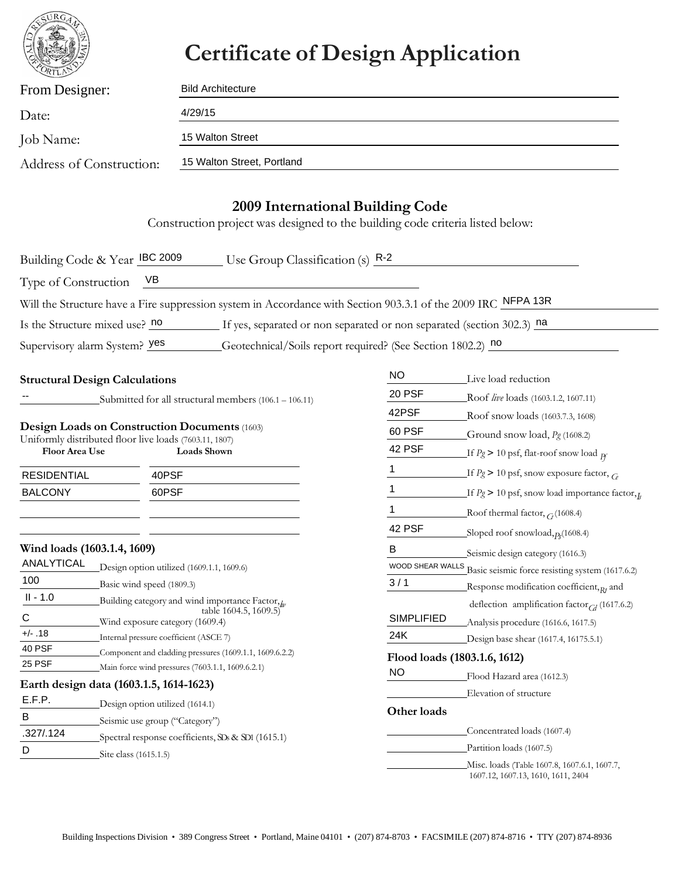# Certificate of Design Application

From Designer: Bild Architecture

Date: 4/29/15

Job Name: 15 Walton Street

Address of Construction: 15 Walton Street, Portland

## 2009 International Building Code

Construction project was designed to the building code criteria listed below:

Building Code & Year IBC 2009 Use Group Classification (s) R-2

Type of Construction VB

Will the Structure have a Fire suppression system in Accordance with Section 903.3.1 of the 2009 IRC NFPA 13R

Is the Structure mixed use? no If yes, separated or non separated or non separated (section 302.3) na

Supervisory alarm System? yes Geotechnical/Soils report required? (See Section 1802.2) no

### Structural Design Calculations

-- Submitted for all structural members (106.1 – 106.11)

### Design Loads on Construction Documents (1603)

Uniformly distributed floor live loads (7603.11, 1807)

| Floor Area Use | Loads Shown |
|---|---|
| RESIDENTIAL | 40PSF |
| BALCONY | 60PSF |
| | |
| | |

### Wind loads (1603.1.4, 1609)

| Value | Item |
|---|---|
| ANALYTICAL | Design option utilized (1609.1.1, 1609.6) |
| 100 | Basic wind speed (1809.3) |
| II - 1.0 | Building category and wind importance Factor, $I_w$ table 1604.5, 1609.5) |
| C | Wind exposure category (1609.4) |
| +/- .18 | Internal pressure coefficient (ASCE 7) |
| 40 PSF | Component and cladding pressures (1609.1.1, 1609.6.2.2) |
| 25 PSF | Main force wind pressures (7603.1.1, 1609.6.2.1) |

### Earth design data (1603.1.5, 1614-1623)

| Value | Item |
|---|---|
| E.F.P. | Design option utilized (1614.1) |
| B | Seismic use group ("Category") |
| .327/.124 | Spectral response coefficients, $S_{DS}$ & $S_{D1}$ (1615.1) |
| D | Site class (1615.1.5) |

| Value | Item |
|---|---|
| NO | Live load reduction |
| 20 PSF | Roof *live* loads (1603.1.2, 1607.11) |
| 42PSF | Roof snow loads (1603.7.3, 1608) |
| 60 PSF | Ground snow load, $P_g$ (1608.2) |
| 42 PSF | If $P_g$ > 10 psf, flat-roof snow load $P_f$ |
| 1 | If $P_g$ > 10 psf, snow exposure factor, $C_e$ |
| 1 | If $P_g$ > 10 psf, snow load importance factor, $I_s$ |
| 1 | Roof thermal factor, $C_t$ (1608.4) |
| 42 PSF | Sloped roof snowload, $P_s$ (1608.4) |
| B | Seismic design category (1616.3) |
| WOOD SHEAR WALLS | Basic seismic force resisting system (1617.6.2) |
| 3 / 1 | Response modification coefficient, $R_I$ and deflection amplification factor $C_d$ (1617.6.2) |
| SIMPLIFIED | Analysis procedure (1616.6, 1617.5) |
| 24K | Design base shear (1617.4, 16175.5.1) |

### Flood loads (1803.1.6, 1612)

| Value | Item |
|---|---|
| NO | Flood Hazard area (1612.3) |
| | Elevation of structure |

### Other loads

| Value | Item |
|---|---|
| | Concentrated loads (1607.4) |
| | Partition loads (1607.5) |
| | Misc. loads (Table 1607.8, 1607.6.1, 1607.7, 1607.12, 1607.13, 1610, 1611, 2404 |

Building Inspections Division • 389 Congress Street • Portland, Maine 04101 • (207) 874-8703 • FACSIMILE (207) 874-8716 • TTY (207) 874-8936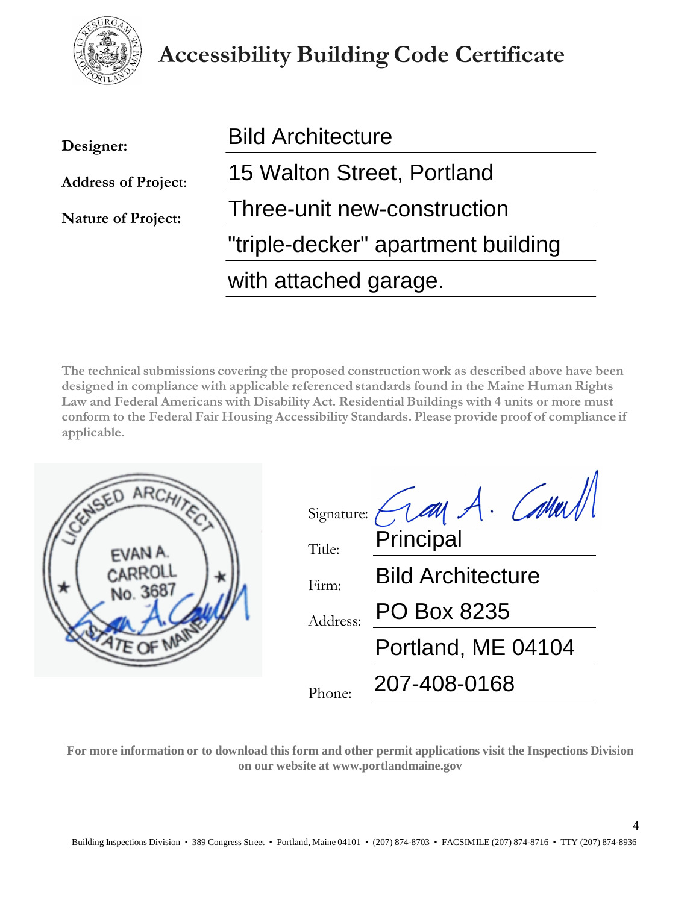# Accessibility Building Code Certificate

**Designer:** Bild Architecture

**Address of Project:** 15 Walton Street, Portland

**Nature of Project:** Three-unit new-construction "triple-decker" apartment building with attached garage.

**The technical submissions covering the proposed construction work as described above have been designed in compliance with applicable referenced standards found in the Maine Human Rights Law and Federal Americans with Disability Act. Residential Buildings with 4 units or more must conform to the Federal Fair Housing Accessibility Standards. Please provide proof of compliance if applicable.**

LICENSED ARCHITECT
EVAN A. CARROLL
No. 3687
STATE OF MAINE

Signature: Evan A. Carroll

Title: Principal

Firm: Bild Architecture

Address: PO Box 8235
Portland, ME 04104

Phone: 207-408-0168

**For more information or to download this form and other permit applications visit the Inspections Division on our website at www.portlandmaine.gov**

Building Inspections Division • 389 Congress Street • Portland, Maine 04101 • (207) 874-8703 • FACSIMILE (207) 874-8716 • TTY (207) 874-8936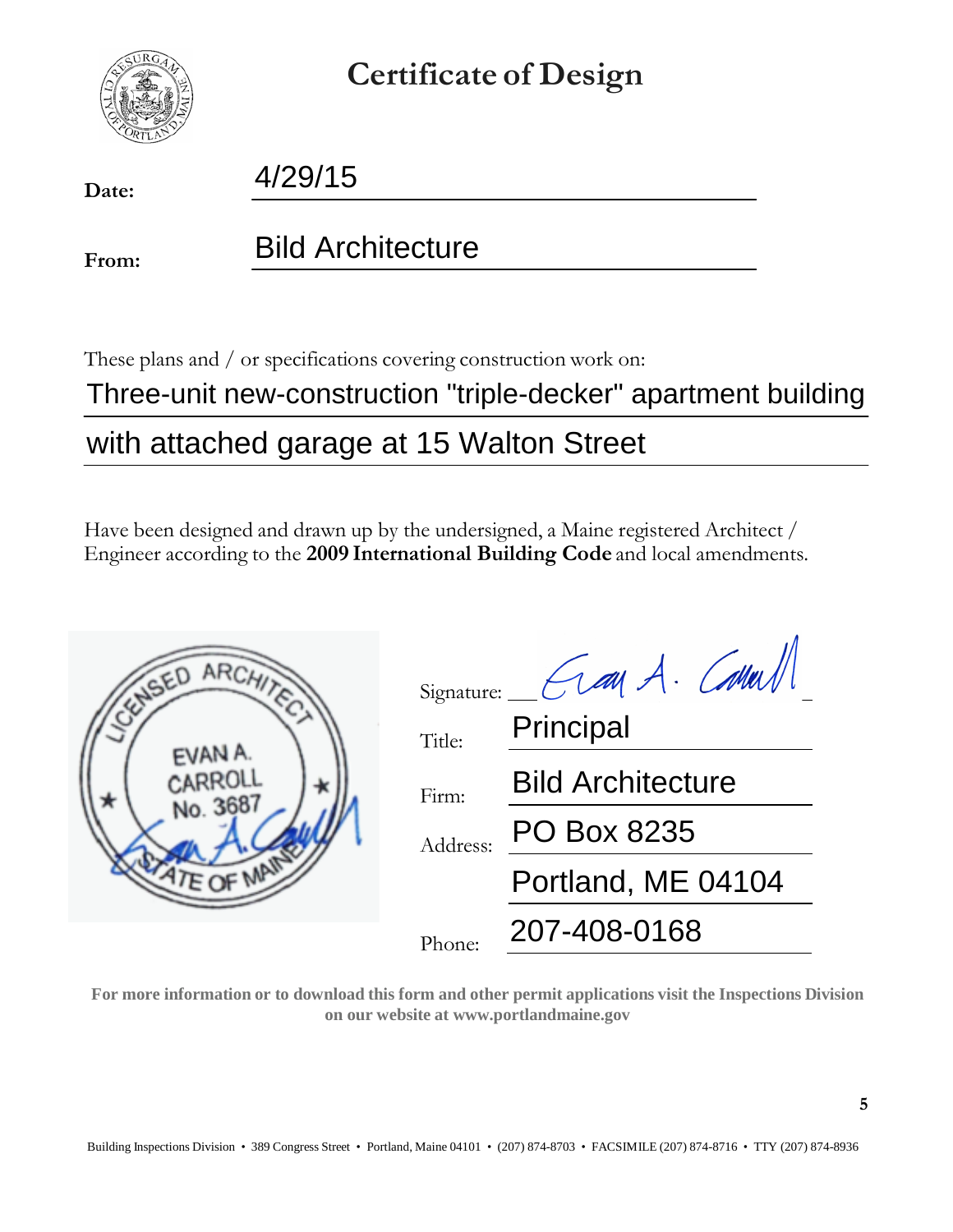# Certificate of Design

**Date:** 4/29/15

**From:** Bild Architecture

These plans and / or specifications covering construction work on:

Three-unit new-construction "triple-decker" apartment building with attached garage at 15 Walton Street

Have been designed and drawn up by the undersigned, a Maine registered Architect / Engineer according to the **2009 International Building Code** and local amendments.

LICENSED ARCHITECT
EVAN A. CARROLL
No. 3687
STATE OF MAINE

Signature: Evan A. Carroll

Title: Principal

Firm: Bild Architecture

Address: PO Box 8235
Portland, ME 04104

Phone: 207-408-0168

**For more information or to download this form and other permit applications visit the Inspections Division on our website at www.portlandmaine.gov**

Building Inspections Division • 389 Congress Street • Portland, Maine 04101 • (207) 874-8703 • FACSIMILE (207) 874-8716 • TTY (207) 874-8936